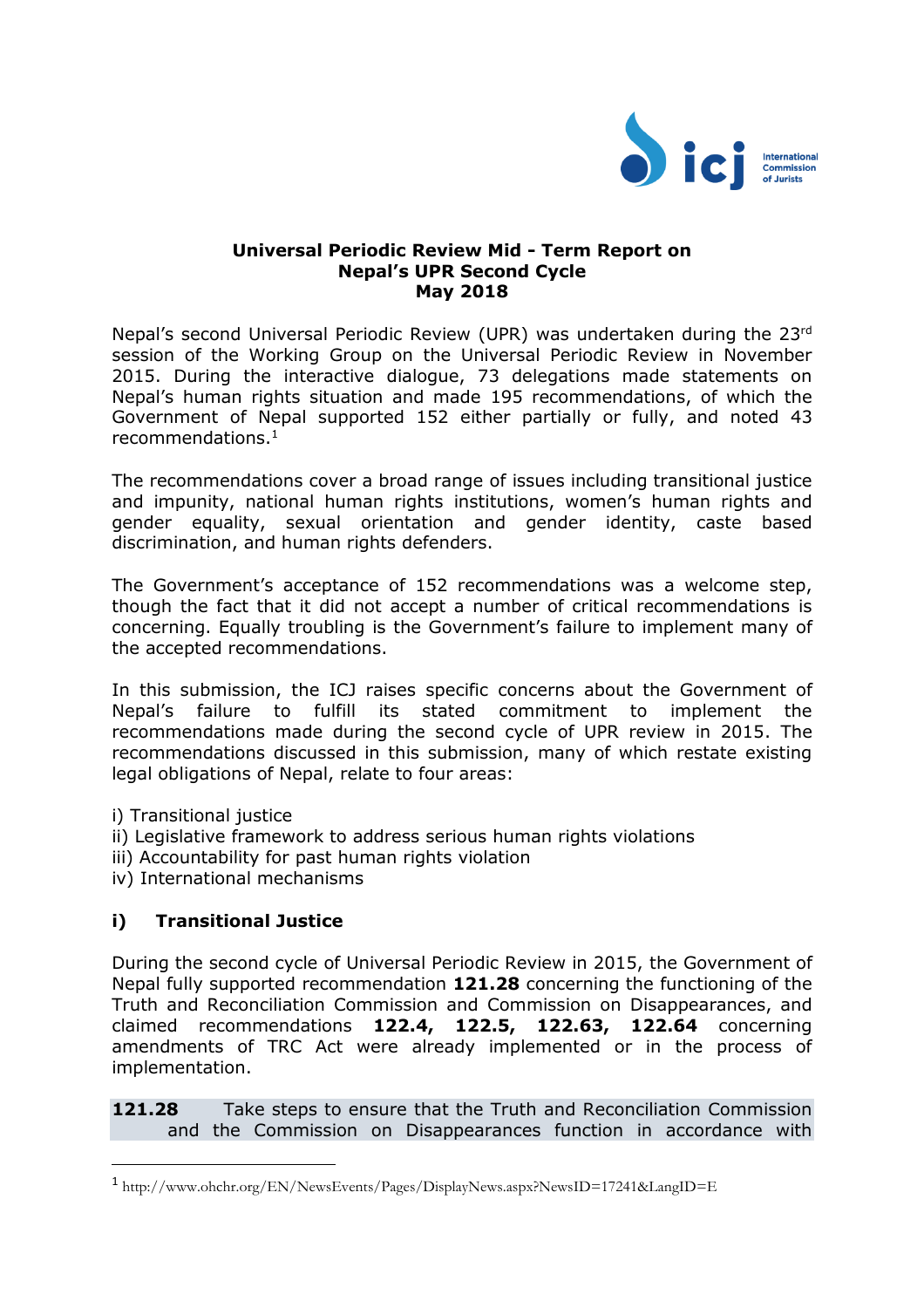**Universal Periodic Review Mid - Term Report on Nepal's UPR Second Cycle May 2018**

Nepal's second Universal Periodic Review (UPR) was undertaken during the 23rd session of the Working Group on the Universal Periodic Review in November 2015. During the interactive dialogue, 73 delegations made statements on Nepal's human rights situation and made 195 recommendations, of which the Government of Nepal supported 152 either partially or fully, and noted 43 recommendations.[1]

The recommendations cover a broad range of issues including transitional justice and impunity, national human rights institutions, women's human rights and gender equality, sexual orientation and gender identity, caste based discrimination, and human rights defenders.

The Government's acceptance of 152 recommendations was a welcome step, though the fact that it did not accept a number of critical recommendations is concerning. Equally troubling is the Government's failure to implement many of the accepted recommendations.

In this submission, the ICJ raises specific concerns about the Government of Nepal's failure to fulfill its stated commitment to implement the recommendations made during the second cycle of UPR review in 2015. The recommendations discussed in this submission, many of which restate existing legal obligations of Nepal, relate to four areas:

i) Transitional justice
ii) Legislative framework to address serious human rights violations
iii) Accountability for past human rights violation
iv) International mechanisms

## i) Transitional Justice

During the second cycle of Universal Periodic Review in 2015, the Government of Nepal fully supported recommendation **121.28** concerning the functioning of the Truth and Reconciliation Commission and Commission on Disappearances, and claimed recommendations **122.4, 122.5, 122.63, 122.64** concerning amendments of TRC Act were already implemented or in the process of implementation.

**121.28** Take steps to ensure that the Truth and Reconciliation Commission and the Commission on Disappearances function in accordance with

[1] http://www.ohchr.org/EN/NewsEvents/Pages/DisplayNews.aspx?NewsID=17241&LangID=E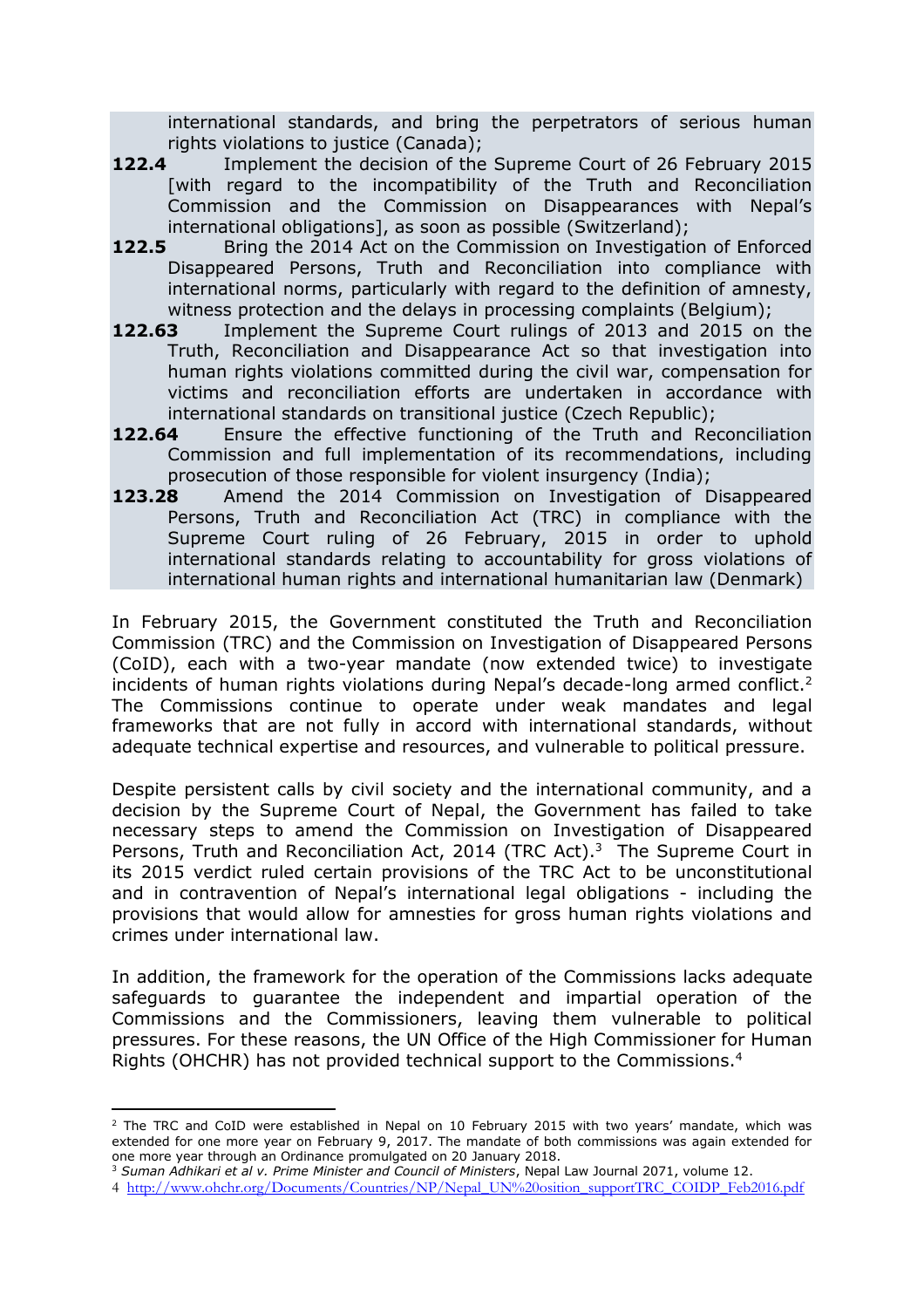international standards, and bring the perpetrators of serious human rights violations to justice (Canada);

**122.4** Implement the decision of the Supreme Court of 26 February 2015 [with regard to the incompatibility of the Truth and Reconciliation Commission and the Commission on Disappearances with Nepal's international obligations], as soon as possible (Switzerland);

**122.5** Bring the 2014 Act on the Commission on Investigation of Enforced Disappeared Persons, Truth and Reconciliation into compliance with international norms, particularly with regard to the definition of amnesty, witness protection and the delays in processing complaints (Belgium);

**122.63** Implement the Supreme Court rulings of 2013 and 2015 on the Truth, Reconciliation and Disappearance Act so that investigation into human rights violations committed during the civil war, compensation for victims and reconciliation efforts are undertaken in accordance with international standards on transitional justice (Czech Republic);

**122.64** Ensure the effective functioning of the Truth and Reconciliation Commission and full implementation of its recommendations, including prosecution of those responsible for violent insurgency (India);

**123.28** Amend the 2014 Commission on Investigation of Disappeared Persons, Truth and Reconciliation Act (TRC) in compliance with the Supreme Court ruling of 26 February, 2015 in order to uphold international standards relating to accountability for gross violations of international human rights and international humanitarian law (Denmark)

In February 2015, the Government constituted the Truth and Reconciliation Commission (TRC) and the Commission on Investigation of Disappeared Persons (CoID), each with a two-year mandate (now extended twice) to investigate incidents of human rights violations during Nepal's decade-long armed conflict.[2] The Commissions continue to operate under weak mandates and legal frameworks that are not fully in accord with international standards, without adequate technical expertise and resources, and vulnerable to political pressure.

Despite persistent calls by civil society and the international community, and a decision by the Supreme Court of Nepal, the Government has failed to take necessary steps to amend the Commission on Investigation of Disappeared Persons, Truth and Reconciliation Act, 2014 (TRC Act).[3] The Supreme Court in its 2015 verdict ruled certain provisions of the TRC Act to be unconstitutional and in contravention of Nepal's international legal obligations - including the provisions that would allow for amnesties for gross human rights violations and crimes under international law.

In addition, the framework for the operation of the Commissions lacks adequate safeguards to guarantee the independent and impartial operation of the Commissions and the Commissioners, leaving them vulnerable to political pressures. For these reasons, the UN Office of the High Commissioner for Human Rights (OHCHR) has not provided technical support to the Commissions.[4]

---

[2] The TRC and CoID were established in Nepal on 10 February 2015 with two years' mandate, which was extended for one more year on February 9, 2017. The mandate of both commissions was again extended for one more year through an Ordinance promulgated on 20 January 2018.

[3] *Suman Adhikari et al v. Prime Minister and Council of Ministers*, Nepal Law Journal 2071, volume 12.

[4] http://www.ohchr.org/Documents/Countries/NP/Nepal_UN%20osition_supportTRC_COIDP_Feb2016.pdf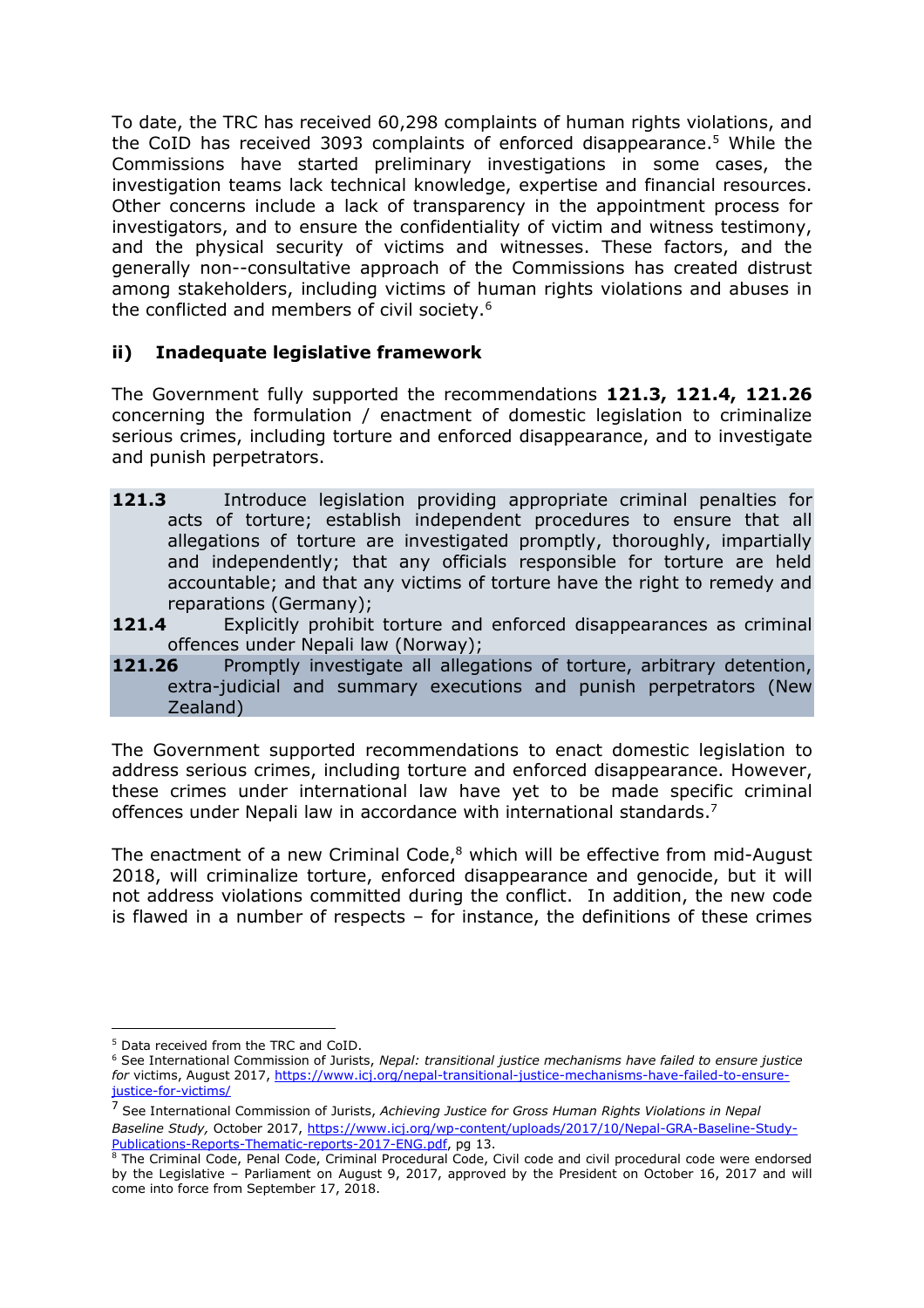To date, the TRC has received 60,298 complaints of human rights violations, and the CoID has received 3093 complaints of enforced disappearance.[5] While the Commissions have started preliminary investigations in some cases, the investigation teams lack technical knowledge, expertise and financial resources. Other concerns include a lack of transparency in the appointment process for investigators, and to ensure the confidentiality of victim and witness testimony, and the physical security of victims and witnesses. These factors, and the generally non--consultative approach of the Commissions has created distrust among stakeholders, including victims of human rights violations and abuses in the conflicted and members of civil society.[6]

### ii) Inadequate legislative framework

The Government fully supported the recommendations **121.3, 121.4, 121.26** concerning the formulation / enactment of domestic legislation to criminalize serious crimes, including torture and enforced disappearance, and to investigate and punish perpetrators.

**121.3** Introduce legislation providing appropriate criminal penalties for acts of torture; establish independent procedures to ensure that all allegations of torture are investigated promptly, thoroughly, impartially and independently; that any officials responsible for torture are held accountable; and that any victims of torture have the right to remedy and reparations (Germany);

**121.4** Explicitly prohibit torture and enforced disappearances as criminal offences under Nepali law (Norway);

**121.26** Promptly investigate all allegations of torture, arbitrary detention, extra-judicial and summary executions and punish perpetrators (New Zealand)

The Government supported recommendations to enact domestic legislation to address serious crimes, including torture and enforced disappearance. However, these crimes under international law have yet to be made specific criminal offences under Nepali law in accordance with international standards.[7]

The enactment of a new Criminal Code,[8] which will be effective from mid-August 2018, will criminalize torture, enforced disappearance and genocide, but it will not address violations committed during the conflict. In addition, the new code is flawed in a number of respects – for instance, the definitions of these crimes

---

[5] Data received from the TRC and CoID.

[6] See International Commission of Jurists, *Nepal: transitional justice mechanisms have failed to ensure justice for* victims, August 2017, https://www.icj.org/nepal-transitional-justice-mechanisms-have-failed-to-ensure-justice-for-victims/

[7] See International Commission of Jurists, *Achieving Justice for Gross Human Rights Violations in Nepal Baseline Study,* October 2017, https://www.icj.org/wp-content/uploads/2017/10/Nepal-GRA-Baseline-Study-Publications-Reports-Thematic-reports-2017-ENG.pdf, pg 13.

[8] The Criminal Code, Penal Code, Criminal Procedural Code, Civil code and civil procedural code were endorsed by the Legislative – Parliament on August 9, 2017, approved by the President on October 16, 2017 and will come into force from September 17, 2018.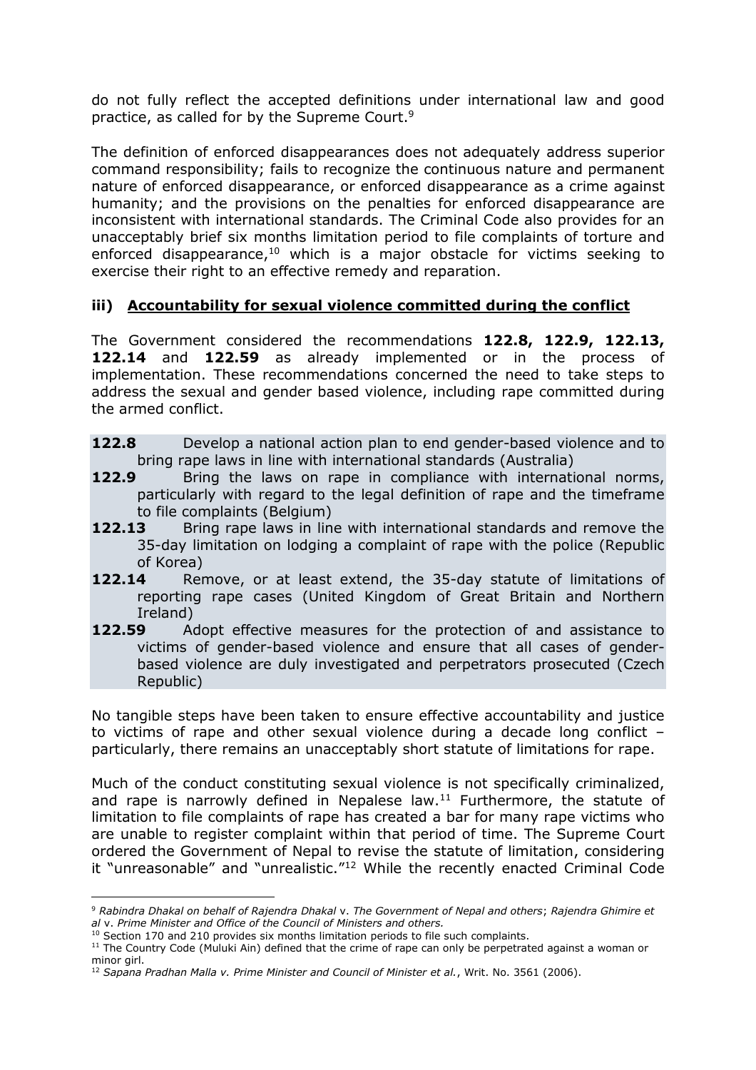do not fully reflect the accepted definitions under international law and good practice, as called for by the Supreme Court.[9]

The definition of enforced disappearances does not adequately address superior command responsibility; fails to recognize the continuous nature and permanent nature of enforced disappearance, or enforced disappearance as a crime against humanity; and the provisions on the penalties for enforced disappearance are inconsistent with international standards. The Criminal Code also provides for an unacceptably brief six months limitation period to file complaints of torture and enforced disappearance,[10] which is a major obstacle for victims seeking to exercise their right to an effective remedy and reparation.

### iii) <u>Accountability for sexual violence committed during the conflict</u>

The Government considered the recommendations **122.8, 122.9, 122.13, 122.14** and **122.59** as already implemented or in the process of implementation. These recommendations concerned the need to take steps to address the sexual and gender based violence, including rape committed during the armed conflict.

**122.8** Develop a national action plan to end gender-based violence and to bring rape laws in line with international standards (Australia)

**122.9** Bring the laws on rape in compliance with international norms, particularly with regard to the legal definition of rape and the timeframe to file complaints (Belgium)

**122.13** Bring rape laws in line with international standards and remove the 35-day limitation on lodging a complaint of rape with the police (Republic of Korea)

**122.14** Remove, or at least extend, the 35-day statute of limitations of reporting rape cases (United Kingdom of Great Britain and Northern Ireland)

**122.59** Adopt effective measures for the protection of and assistance to victims of gender-based violence and ensure that all cases of gender-based violence are duly investigated and perpetrators prosecuted (Czech Republic)

No tangible steps have been taken to ensure effective accountability and justice to victims of rape and other sexual violence during a decade long conflict – particularly, there remains an unacceptably short statute of limitations for rape.

Much of the conduct constituting sexual violence is not specifically criminalized, and rape is narrowly defined in Nepalese law.[11] Furthermore, the statute of limitation to file complaints of rape has created a bar for many rape victims who are unable to register complaint within that period of time. The Supreme Court ordered the Government of Nepal to revise the statute of limitation, considering it "unreasonable" and "unrealistic."[12] While the recently enacted Criminal Code

---

[9] *Rabindra Dhakal on behalf of Rajendra Dhakal* v. *The Government of Nepal and others*; *Rajendra Ghimire et al* v. *Prime Minister and Office of the Council of Ministers and others.*

[10] Section 170 and 210 provides six months limitation periods to file such complaints.

[11] The Country Code (Muluki Ain) defined that the crime of rape can only be perpetrated against a woman or minor girl.

[12] *Sapana Pradhan Malla v. Prime Minister and Council of Minister et al.*, Writ. No. 3561 (2006).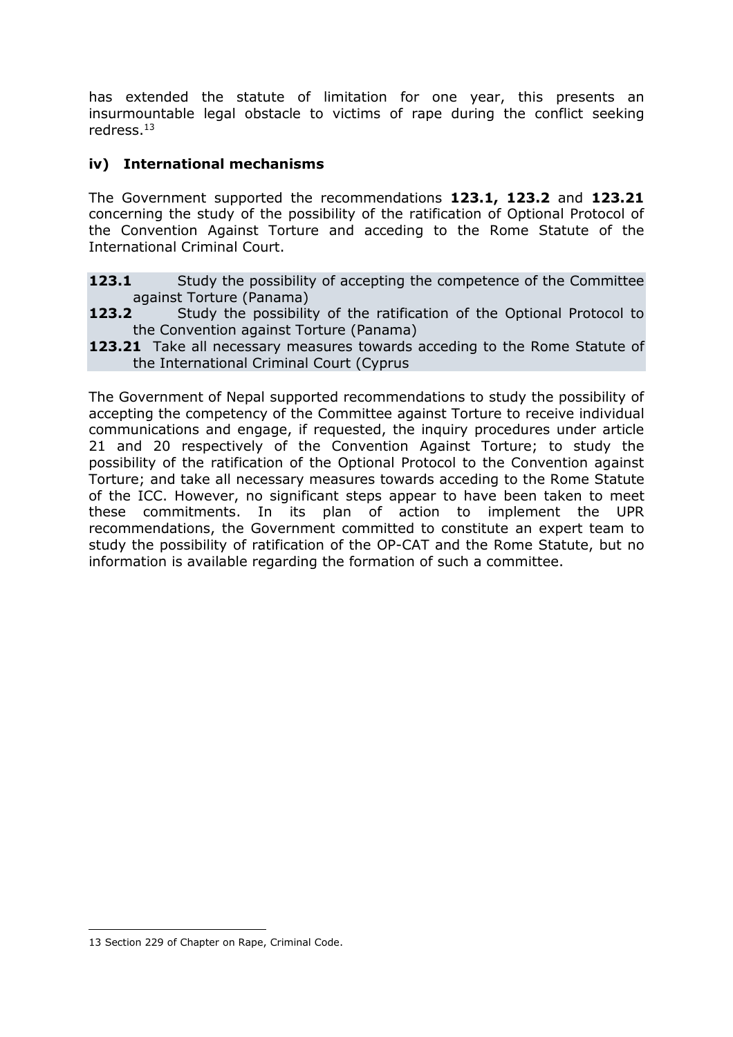has extended the statute of limitation for one year, this presents an insurmountable legal obstacle to victims of rape during the conflict seeking redress.[13]

### iv) International mechanisms

The Government supported the recommendations **123.1, 123.2** and **123.21** concerning the study of the possibility of the ratification of Optional Protocol of the Convention Against Torture and acceding to the Rome Statute of the International Criminal Court.

**123.1** Study the possibility of accepting the competence of the Committee against Torture (Panama)
**123.2** Study the possibility of the ratification of the Optional Protocol to the Convention against Torture (Panama)
**123.21** Take all necessary measures towards acceding to the Rome Statute of the International Criminal Court (Cyprus

The Government of Nepal supported recommendations to study the possibility of accepting the competency of the Committee against Torture to receive individual communications and engage, if requested, the inquiry procedures under article 21 and 20 respectively of the Convention Against Torture; to study the possibility of the ratification of the Optional Protocol to the Convention against Torture; and take all necessary measures towards acceding to the Rome Statute of the ICC. However, no significant steps appear to have been taken to meet these commitments. In its plan of action to implement the UPR recommendations, the Government committed to constitute an expert team to study the possibility of ratification of the OP-CAT and the Rome Statute, but no information is available regarding the formation of such a committee.

13 Section 229 of Chapter on Rape, Criminal Code.